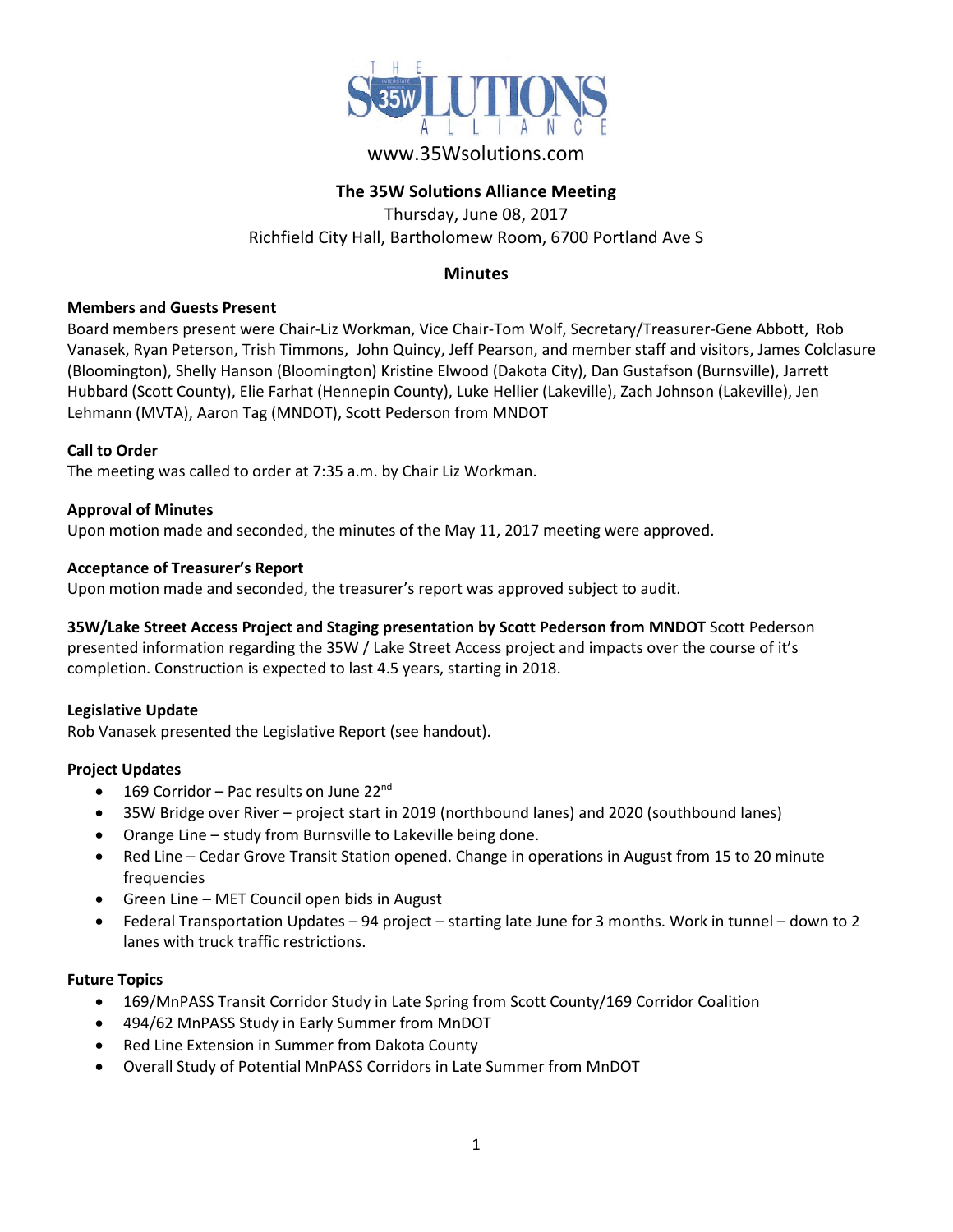www.35Wsolutions.com

# The 35W Solutions Alliance Meeting

Thursday, June 08, 2017
Richfield City Hall, Bartholomew Room, 6700 Portland Ave S

## Minutes

**Members and Guests Present**
Board members present were Chair-Liz Workman, Vice Chair-Tom Wolf, Secretary/Treasurer-Gene Abbott, Rob Vanasek, Ryan Peterson, Trish Timmons, John Quincy, Jeff Pearson, and member staff and visitors, James Colclasure (Bloomington), Shelly Hanson (Bloomington) Kristine Elwood (Dakota City), Dan Gustafson (Burnsville), Jarrett Hubbard (Scott County), Elie Farhat (Hennepin County), Luke Hellier (Lakeville), Zach Johnson (Lakeville), Jen Lehmann (MVTA), Aaron Tag (MNDOT), Scott Pederson from MNDOT

**Call to Order**
The meeting was called to order at 7:35 a.m. by Chair Liz Workman.

**Approval of Minutes**
Upon motion made and seconded, the minutes of the May 11, 2017 meeting were approved.

**Acceptance of Treasurer's Report**
Upon motion made and seconded, the treasurer's report was approved subject to audit.

**35W/Lake Street Access Project and Staging presentation by Scott Pederson from MNDOT** Scott Pederson presented information regarding the 35W / Lake Street Access project and impacts over the course of it's completion. Construction is expected to last 4.5 years, starting in 2018.

**Legislative Update**
Rob Vanasek presented the Legislative Report (see handout).

**Project Updates**

- 169 Corridor – Pac results on June 22nd
- 35W Bridge over River – project start in 2019 (northbound lanes) and 2020 (southbound lanes)
- Orange Line – study from Burnsville to Lakeville being done.
- Red Line – Cedar Grove Transit Station opened. Change in operations in August from 15 to 20 minute frequencies
- Green Line – MET Council open bids in August
- Federal Transportation Updates – 94 project – starting late June for 3 months. Work in tunnel – down to 2 lanes with truck traffic restrictions.

**Future Topics**

- 169/MnPASS Transit Corridor Study in Late Spring from Scott County/169 Corridor Coalition
- 494/62 MnPASS Study in Early Summer from MnDOT
- Red Line Extension in Summer from Dakota County
- Overall Study of Potential MnPASS Corridors in Late Summer from MnDOT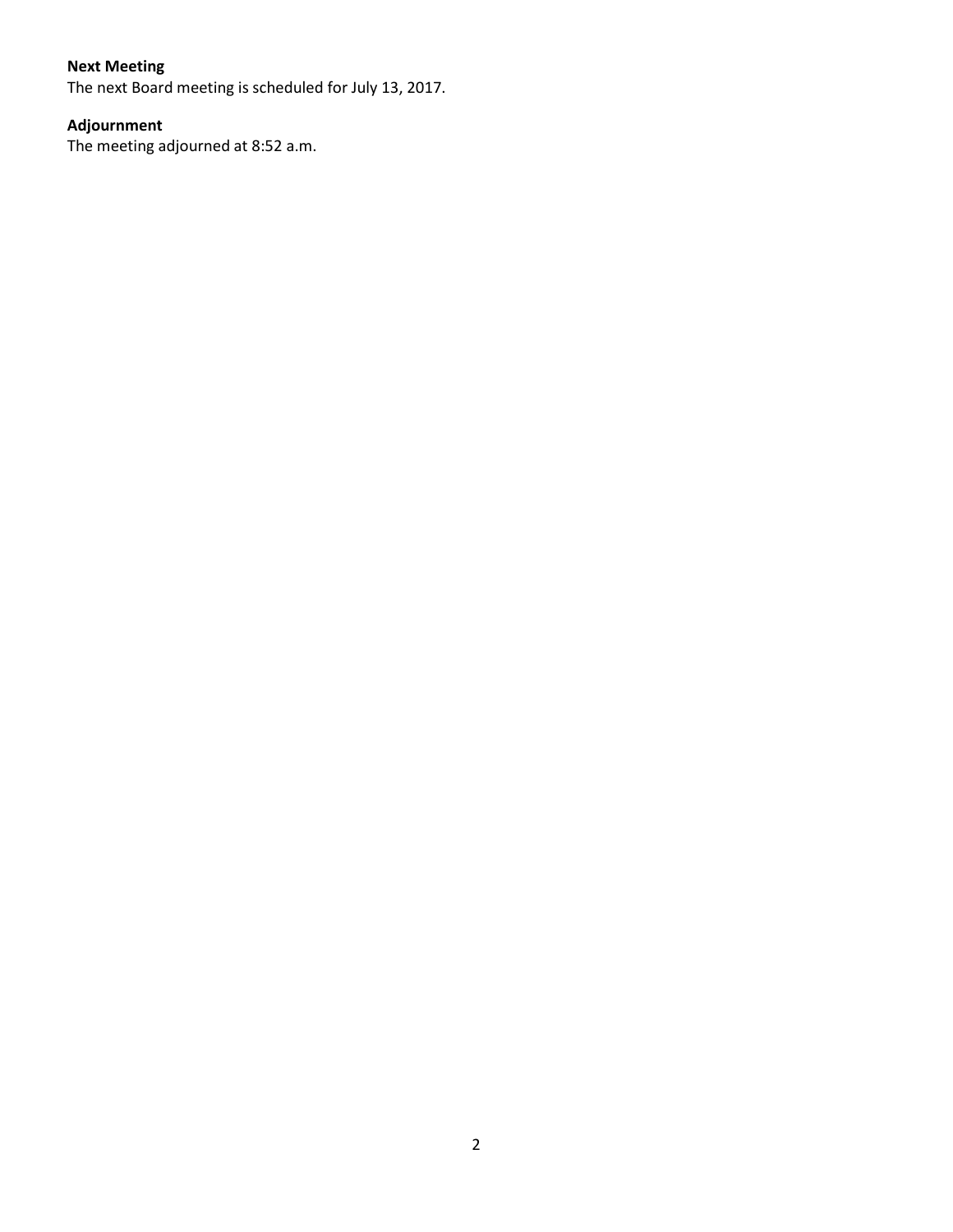**Next Meeting**

The next Board meeting is scheduled for July 13, 2017.

**Adjournment**

The meeting adjourned at 8:52 a.m.